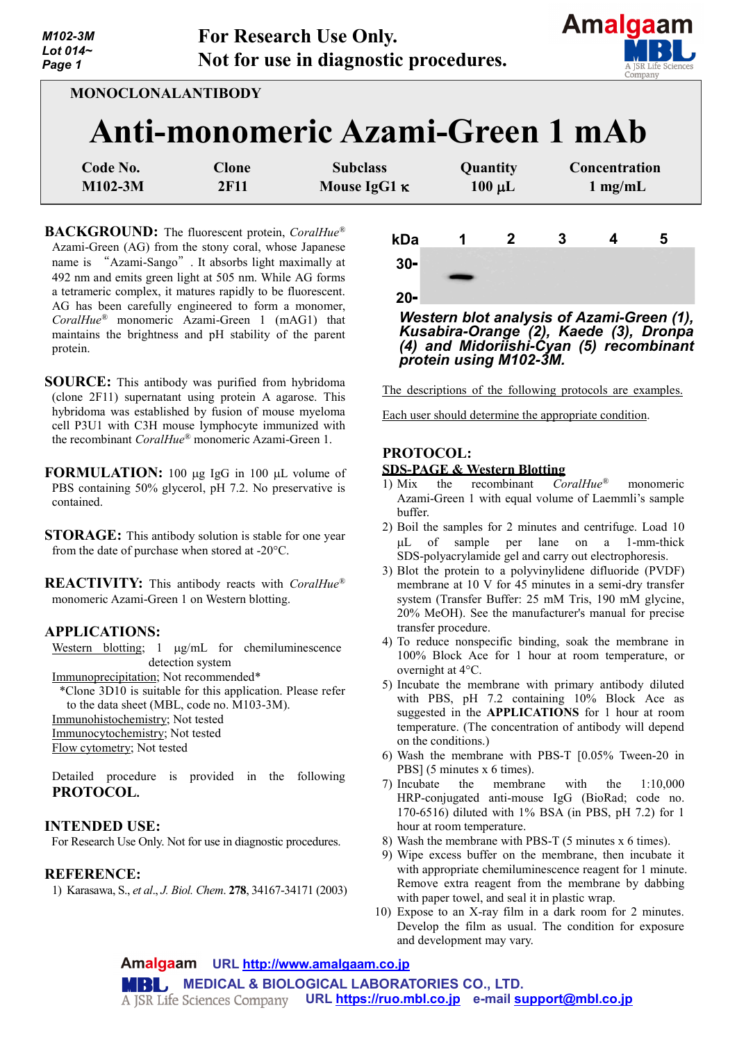M102-3M
Lot 014~

For Research Use Only.
Not for use in diagnostic procedures.

MONOCLONALANTIBODY

# Anti-monomeric Azami-Green 1 mAb

| Code No. | Clone | Subclass | Quantity | Concentration |
|---|---|---|---|---|
| M102-3M | 2F11 | Mouse IgG1 κ | 100 μL | 1 mg/mL |

**BACKGROUND:** The fluorescent protein, *CoralHue*® Azami-Green (AG) from the stony coral, whose Japanese name is "Azami-Sango". It absorbs light maximally at 492 nm and emits green light at 505 nm. While AG forms a tetrameric complex, it matures rapidly to be fluorescent. AG has been carefully engineered to form a monomer, *CoralHue*® monomeric Azami-Green 1 (mAG1) that maintains the brightness and pH stability of the parent protein.

**SOURCE:** This antibody was purified from hybridoma (clone 2F11) supernatant using protein A agarose. This hybridoma was established by fusion of mouse myeloma cell P3U1 with C3H mouse lymphocyte immunized with the recombinant *CoralHue*® monomeric Azami-Green 1.

**FORMULATION:** 100 µg IgG in 100 µL volume of PBS containing 50% glycerol, pH 7.2. No preservative is contained.

**STORAGE:** This antibody solution is stable for one year from the date of purchase when stored at -20°C.

**REACTIVITY:** This antibody reacts with *CoralHue*® monomeric Azami-Green 1 on Western blotting.

**APPLICATIONS:**

Western blotting; 1 µg/mL for chemiluminescence detection system
Immunoprecipitation; Not recommended*
*Clone 3D10 is suitable for this application. Please refer to the data sheet (MBL, code no. M103-3M).
Immunohistochemistry; Not tested
Immunocytochemistry; Not tested
Flow cytometry; Not tested

Detailed procedure is provided in the following **PROTOCOL.**

**INTENDED USE:**
For Research Use Only. Not for use in diagnostic procedures.

**REFERENCE:**
1) Karasawa, S., *et al*., *J. Biol. Chem*. **278**, 34167-34171 (2003)

kDa
1 2 3 4 5
30-
20-

***Western blot analysis of Azami-Green (1), Kusabira-Orange (2), Kaede (3), Dronpa (4) and Midoriishi-Cyan (5) recombinant protein using M102-3M.***

The descriptions of the following protocols are examples.

Each user should determine the appropriate condition.

**PROTOCOL:**

**SDS-PAGE & Western Blotting**

1) Mix the recombinant *CoralHue*® monomeric Azami-Green 1 with equal volume of Laemmli's sample buffer.
2) Boil the samples for 2 minutes and centrifuge. Load 10 µL of sample per lane on a 1-mm-thick SDS-polyacrylamide gel and carry out electrophoresis.
3) Blot the protein to a polyvinylidene difluoride (PVDF) membrane at 10 V for 45 minutes in a semi-dry transfer system (Transfer Buffer: 25 mM Tris, 190 mM glycine, 20% MeOH). See the manufacturer's manual for precise transfer procedure.
4) To reduce nonspecific binding, soak the membrane in 100% Block Ace for 1 hour at room temperature, or overnight at 4°C.
5) Incubate the membrane with primary antibody diluted with PBS, pH 7.2 containing 10% Block Ace as suggested in the **APPLICATIONS** for 1 hour at room temperature. (The concentration of antibody will depend on the conditions.)
6) Wash the membrane with PBS-T [0.05% Tween-20 in PBS] (5 minutes x 6 times).
7) Incubate the membrane with the 1:10,000 HRP-conjugated anti-mouse IgG (BioRad; code no. 170-6516) diluted with 1% BSA (in PBS, pH 7.2) for 1 hour at room temperature.
8) Wash the membrane with PBS-T (5 minutes x 6 times).
9) Wipe excess buffer on the membrane, then incubate it with appropriate chemiluminescence reagent for 1 minute. Remove extra reagent from the membrane by dabbing with paper towel, and seal it in plastic wrap.
10) Expose to an X-ray film in a dark room for 2 minutes. Develop the film as usual. The condition for exposure and development may vary.

Amalgaam URL http://www.amalgaam.co.jp
MBL MEDICAL & BIOLOGICAL LABORATORIES CO., LTD.
A JSR Life Sciences Company URL https://ruo.mbl.co.jp e-mail support@mbl.co.jp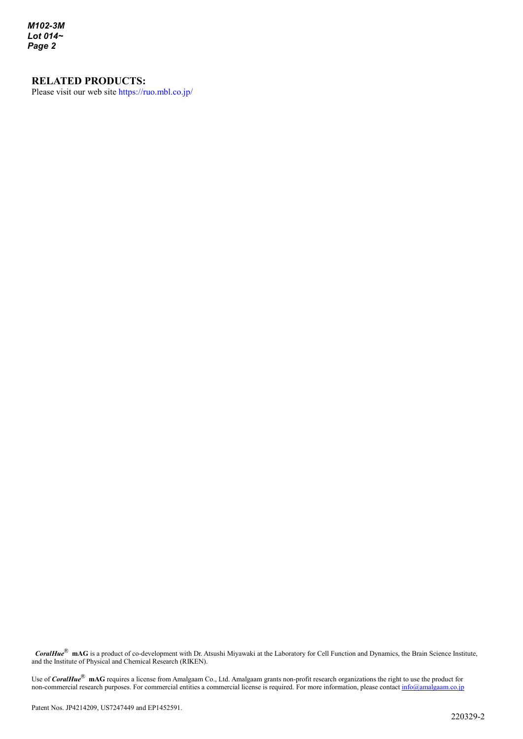## RELATED PRODUCTS:

Please visit our web site https://ruo.mbl.co.jp/

***CoralHue*®** **mAG** is a product of co-development with Dr. Atsushi Miyawaki at the Laboratory for Cell Function and Dynamics, the Brain Science Institute, and the Institute of Physical and Chemical Research (RIKEN).

Use of ***CoralHue*®** **mAG** requires a license from Amalgaam Co., Ltd. Amalgaam grants non-profit research organizations the right to use the product for non-commercial research purposes. For commercial entities a commercial license is required. For more information, please contact info@amalgaam.co.jp

Patent Nos. JP4214209, US7247449 and EP1452591.

220329-2